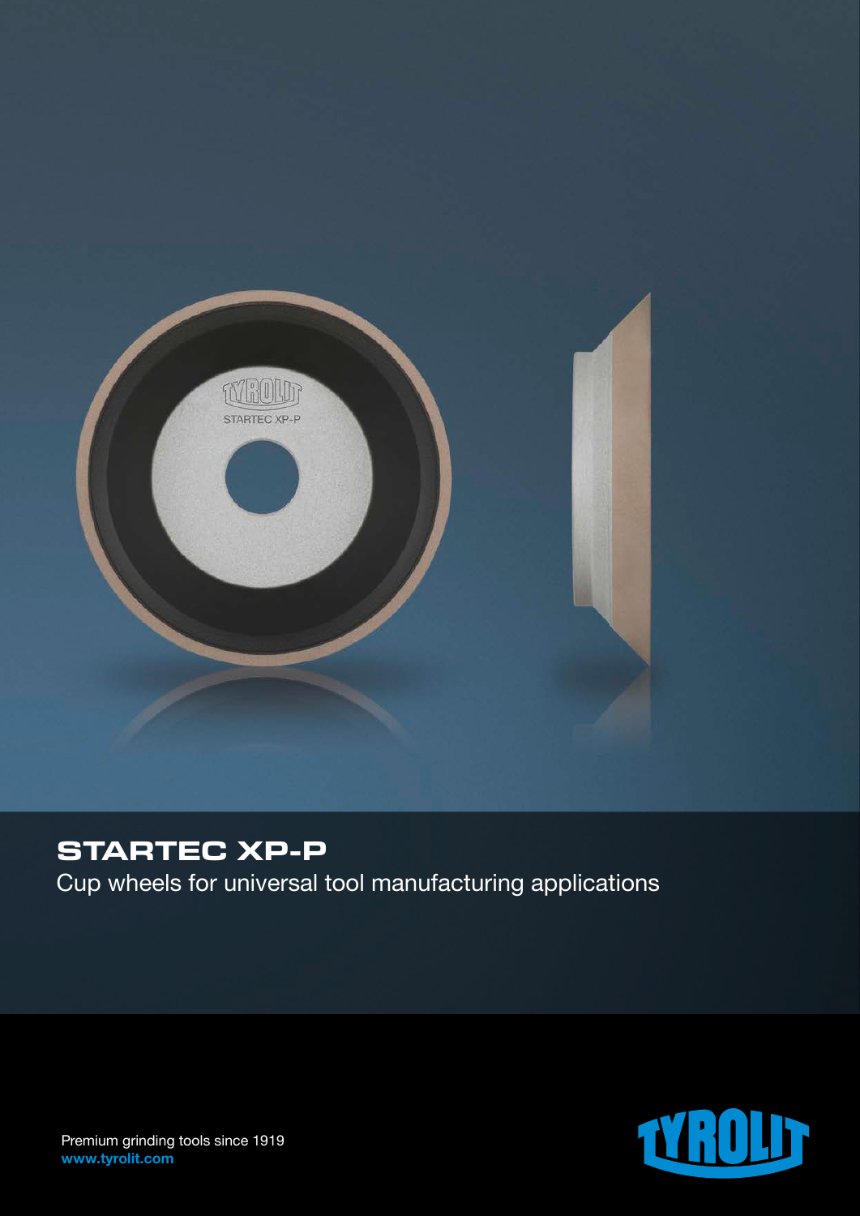# STARTEC XP-P

Cup wheels for universal tool manufacturing applications

Premium grinding tools since 1919
**www.tyrolit.com**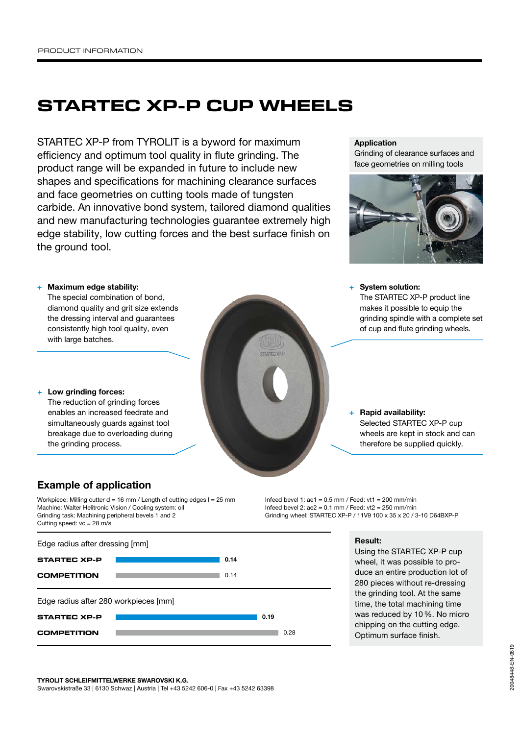# STARTEC XP-P CUP WHEELS

STARTEC XP-P from TYROLIT is a byword for maximum efficiency and optimum tool quality in flute grinding. The product range will be expanded in future to include new shapes and specifications for machining clearance surfaces and face geometries on cutting tools made of tungsten carbide. An innovative bond system, tailored diamond qualities and new manufacturing technologies guarantee extremely high edge stability, low cutting forces and the best surface finish on the ground tool.

**Application**
Grinding of clearance surfaces and face geometries on milling tools

+ **Maximum edge stability:**
  The special combination of bond, diamond quality and grit size extends the dressing interval and guarantees consistently high tool quality, even with large batches.

+ **Low grinding forces:**
  The reduction of grinding forces enables an increased feedrate and simultaneously guards against tool breakage due to overloading during the grinding process.

+ **System solution:**
  The STARTEC XP-P product line makes it possible to equip the grinding spindle with a complete set of cup and flute grinding wheels.

+ **Rapid availability:**
  Selected STARTEC XP-P cup wheels are kept in stock and can therefore be supplied quickly.

## Example of application

Workpiece: Milling cutter d = 16 mm / Length of cutting edges l = 25 mm
Machine: Walter Helitronic Vision / Cooling system: oil
Grinding task: Machining peripheral bevels 1 and 2
Cutting speed: vc = 28 m/s

Infeed bevel 1: ae1 = 0.5 mm / Feed: vt1 = 200 mm/min
Infeed bevel 2: ae2 = 0.1 mm / Feed: vt2 = 250 mm/min
Grinding wheel: STARTEC XP-P / 11V9 100 x 35 x 20 / 3-10 D64BXP-P

Edge radius after dressing [mm]

STARTEC XP-P 0.14

COMPETITION 0.14

Edge radius after 280 workpieces [mm]

STARTEC XP-P 0.19

COMPETITION 0.28

**Result:**
Using the STARTEC XP-P cup wheel, it was possible to produce an entire production lot of 280 pieces without re-dressing the grinding tool. At the same time, the total machining time was reduced by 10 %. No micro chipping on the cutting edge. Optimum surface finish.

**TYROLIT SCHLEIFMITTELWERKE SWAROVSKI K.G.**
Swarovskistraße 33 | 6130 Schwaz | Austria | Tel +43 5242 606-0 | Fax +43 5242 63398

20048448-EN-0819